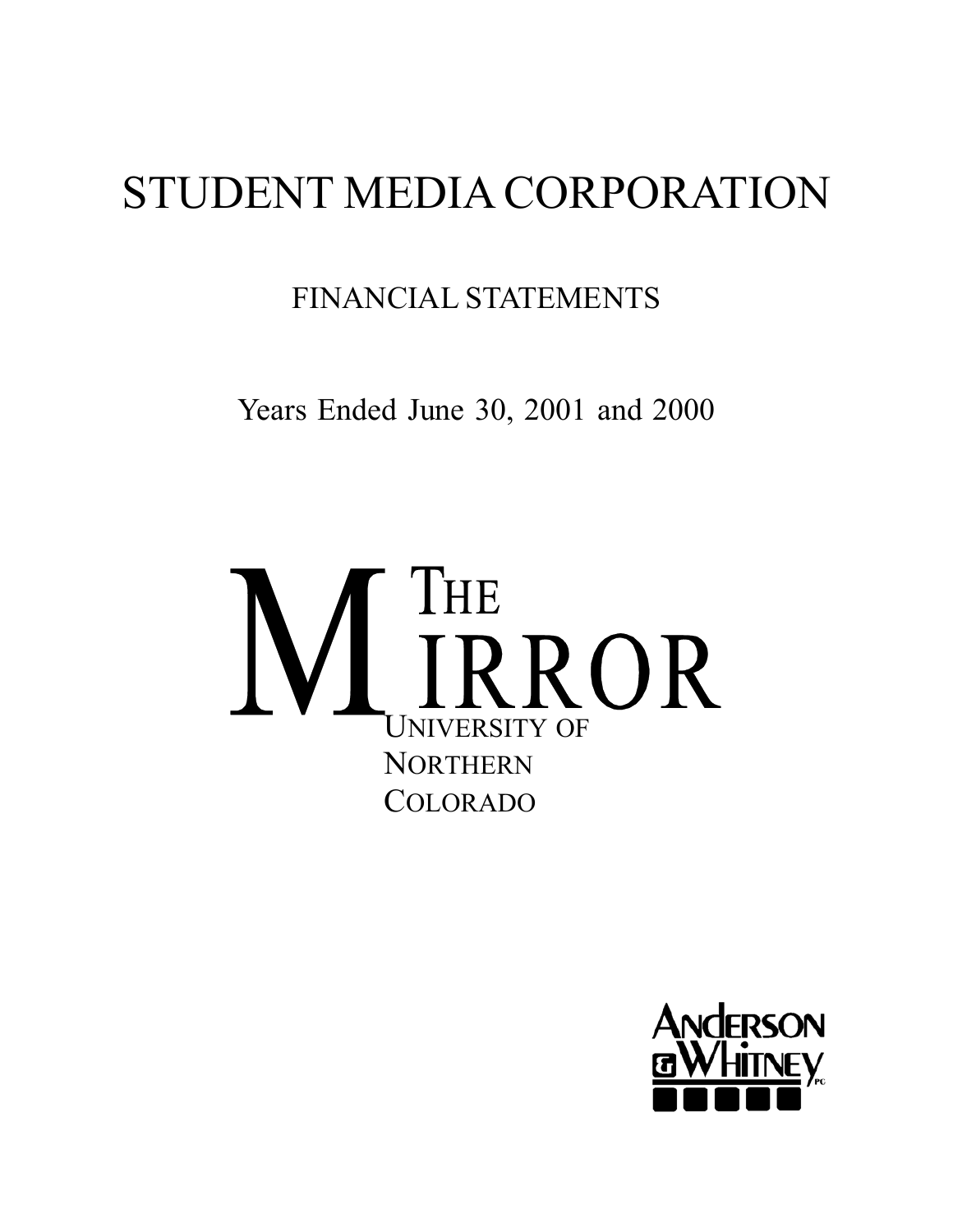# STUDENT MEDIA CORPORATION

## FINANCIAL STATEMENTS

Years Ended June 30, 2001 and 2000

THE MIRROR

UNIVERSITY OF NORTHERN COLORADO

ANDERSON & WHITNEY, PC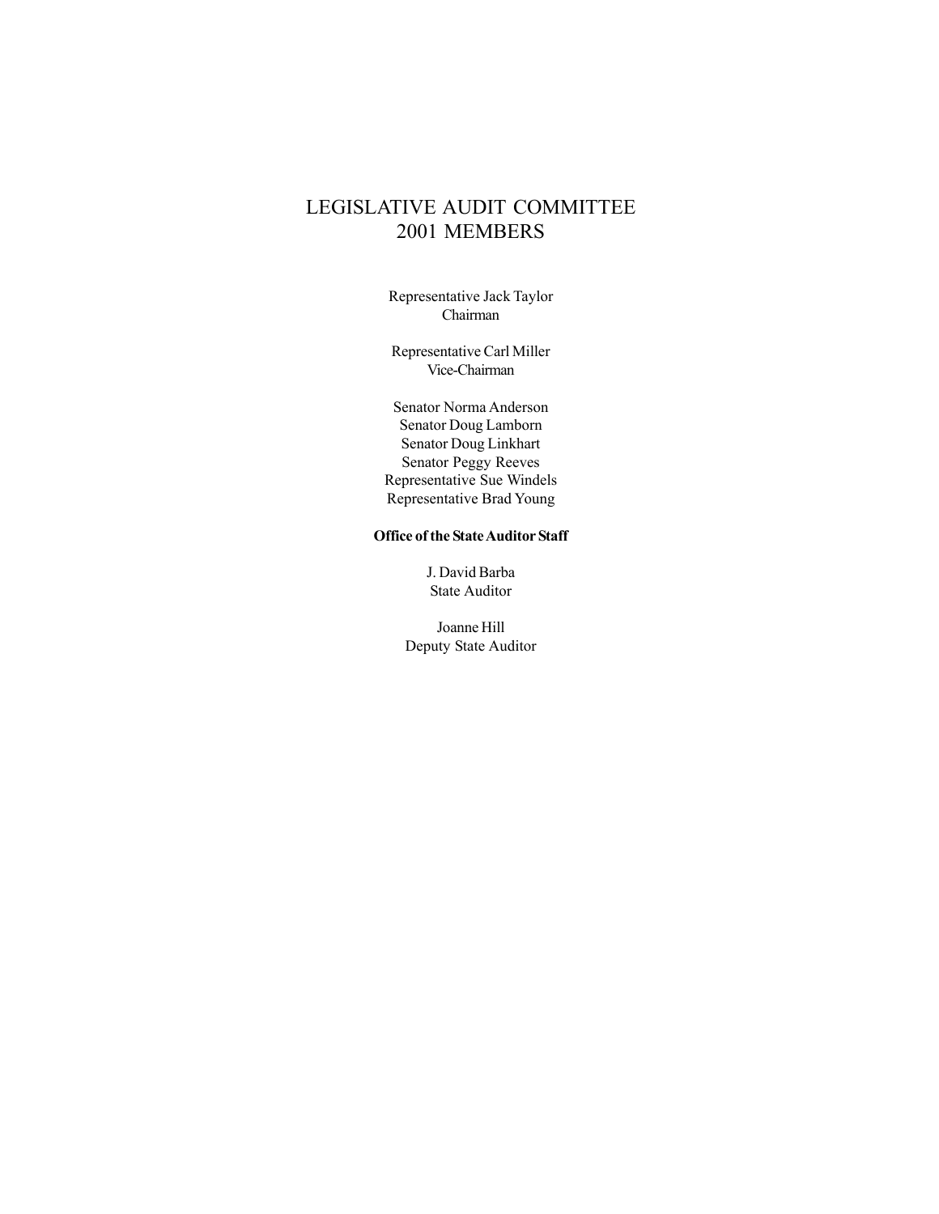# LEGISLATIVE AUDIT COMMITTEE
# 2001 MEMBERS

Representative Jack Taylor
Chairman

Representative Carl Miller
Vice-Chairman

Senator Norma Anderson
Senator Doug Lamborn
Senator Doug Linkhart
Senator Peggy Reeves
Representative Sue Windels
Representative Brad Young

**Office of the State Auditor Staff**

J. David Barba
State Auditor

Joanne Hill
Deputy State Auditor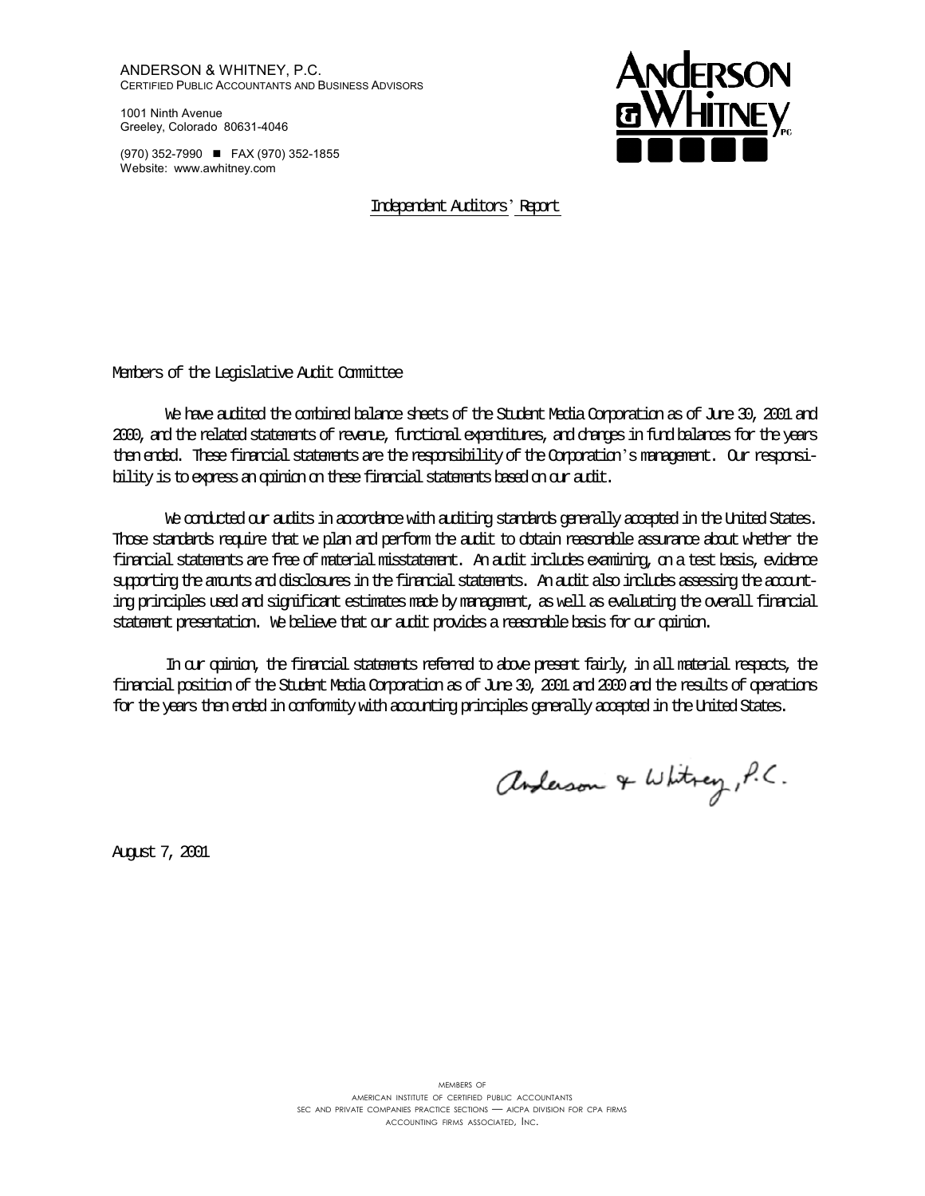ANDERSON & WHITNEY, P.C.
CERTIFIED PUBLIC ACCOUNTANTS AND BUSINESS ADVISORS

1001 Ninth Avenue
Greeley, Colorado 80631-4046

(970) 352-7990 ■ FAX (970) 352-1855
Website: www.awhitney.com

# Independent Auditors' Report

Members of the Legislative Audit Committee

We have audited the combined balance sheets of the Student Media Corporation as of June 30, 2001 and 2000, and the related statements of revenue, functional expenditures, and changes in fund balances for the years then ended. These financial statements are the responsibility of the Corporation's management. Our responsibility is to express an opinion on these financial statements based on our audit.

We conducted our audits in accordance with auditing standards generally accepted in the United States. Those standards require that we plan and perform the audit to obtain reasonable assurance about whether the financial statements are free of material misstatement. An audit includes examining, on a test basis, evidence supporting the amounts and disclosures in the financial statements. An audit also includes assessing the accounting principles used and significant estimates made by management, as well as evaluating the overall financial statement presentation. We believe that our audit provides a reasonable basis for our opinion.

In our opinion, the financial statements referred to above present fairly, in all material respects, the financial position of the Student Media Corporation as of June 30, 2001 and 2000 and the results of operations for the years then ended in conformity with accounting principles generally accepted in the United States.

Anderson & Whitney, P.C.

August 7, 2001

MEMBERS OF
AMERICAN INSTITUTE OF CERTIFIED PUBLIC ACCOUNTANTS
SEC AND PRIVATE COMPANIES PRACTICE SECTIONS — AICPA DIVISION FOR CPA FIRMS
ACCOUNTING FIRMS ASSOCIATED, INC.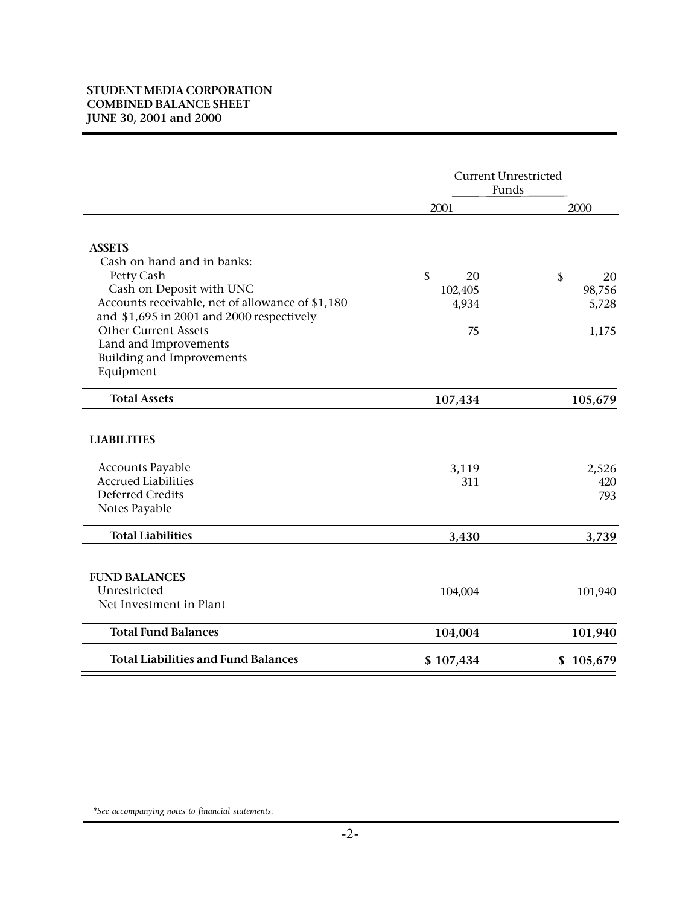**STUDENT MEDIA CORPORATION**
**COMBINED BALANCE SHEET**
**JUNE 30, 2001 and 2000**

| | Current Unrestricted Funds | |
|---|---|---|
| | 2001 | 2000 |
| **ASSETS** | | |
| Cash on hand and in banks: | | |
| Petty Cash | $ 20 | $ 20 |
| Cash on Deposit with UNC | 102,405 | 98,756 |
| Accounts receivable, net of allowance of $1,180 and $1,695 in 2001 and 2000 respectively | 4,934 | 5,728 |
| Other Current Assets | 75 | 1,175 |
| Land and Improvements | | |
| Building and Improvements | | |
| Equipment | | |
| **Total Assets** | **107,434** | **105,679** |
| **LIABILITIES** | | |
| Accounts Payable | 3,119 | 2,526 |
| Accrued Liabilities | 311 | 420 |
| Deferred Credits | | 793 |
| Notes Payable | | |
| **Total Liabilities** | **3,430** | **3,739** |
| **FUND BALANCES** | | |
| Unrestricted | 104,004 | 101,940 |
| Net Investment in Plant | | |
| **Total Fund Balances** | **104,004** | **101,940** |
| **Total Liabilities and Fund Balances** | **$ 107,434** | **$ 105,679** |

*\*See accompanying notes to financial statements.*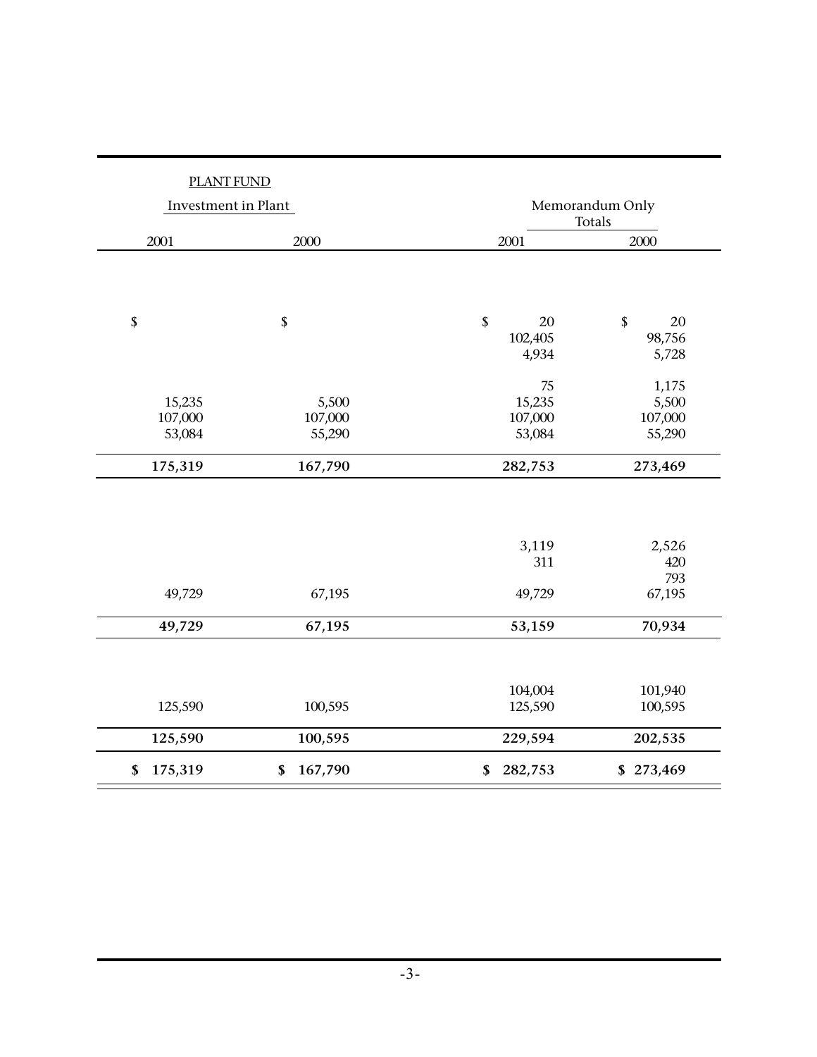| PLANT FUND | | | |
|---|---|---|---|
| Investment in Plant | | Memorandum Only Totals | |
| 2001 | 2000 | 2001 | 2000 |
| $ | $ | $ 20 | $ 20 |
| | | 102,405 | 98,756 |
| | | 4,934 | 5,728 |
| | | 75 | 1,175 |
| 15,235 | 5,500 | 15,235 | 5,500 |
| 107,000 | 107,000 | 107,000 | 107,000 |
| 53,084 | 55,290 | 53,084 | 55,290 |
| **175,319** | **167,790** | **282,753** | **273,469** |
| | | 3,119 | 2,526 |
| | | 311 | 420 |
| | | | 793 |
| 49,729 | 67,195 | 49,729 | 67,195 |
| **49,729** | **67,195** | **53,159** | **70,934** |
| | | 104,004 | 101,940 |
| 125,590 | 100,595 | 125,590 | 100,595 |
| **125,590** | **100,595** | **229,594** | **202,535** |
| **$ 175,319** | **$ 167,790** | **$ 282,753** | **$ 273,469** |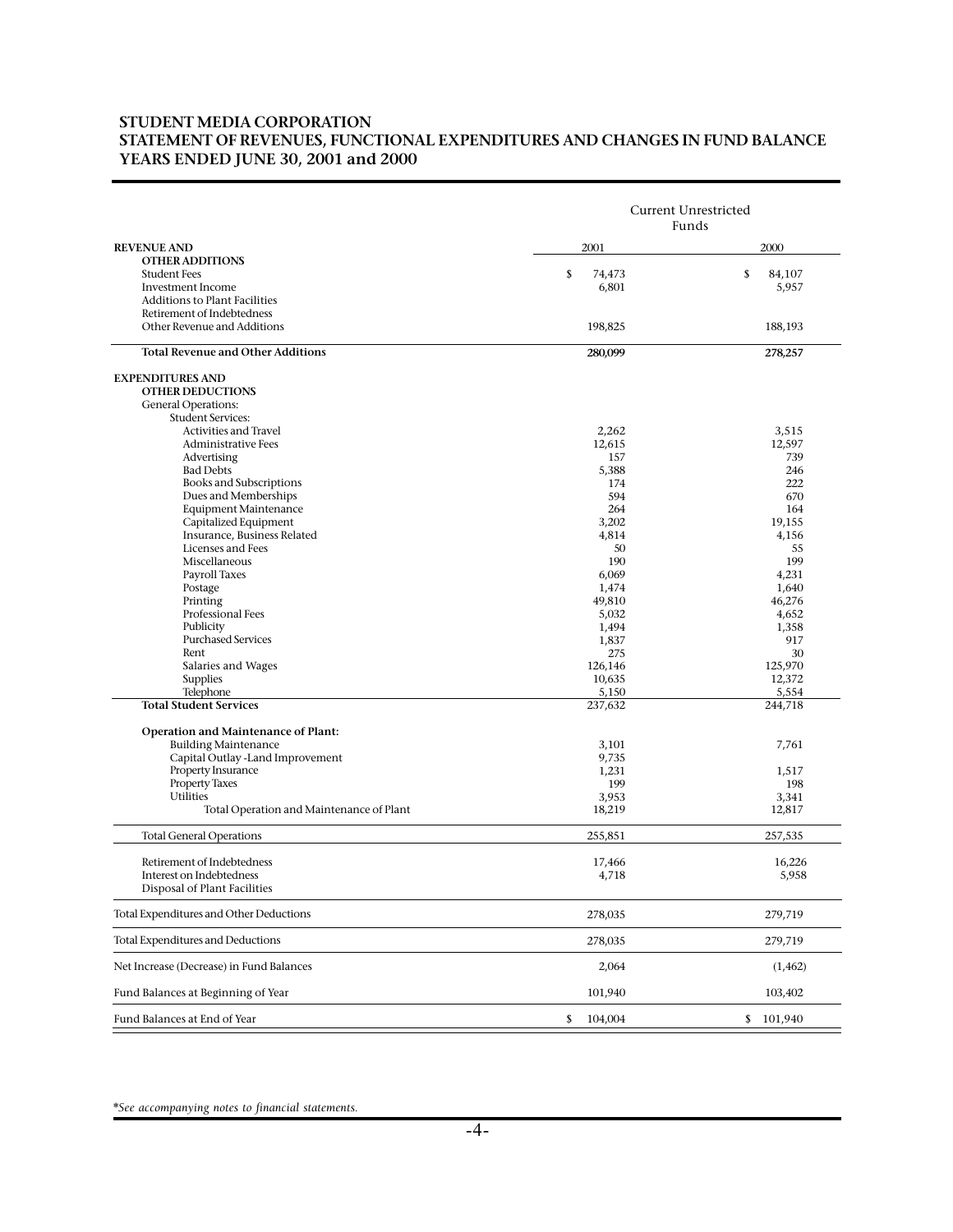**STUDENT MEDIA CORPORATION**
**STATEMENT OF REVENUES, FUNCTIONAL EXPENDITURES AND CHANGES IN FUND BALANCE**
**YEARS ENDED JUNE 30, 2001 and 2000**

| | Current Unrestricted Funds | |
|---|---|---|
| **REVENUE AND OTHER ADDITIONS** | 2001 | 2000 |
| Student Fees | $ 74,473 | $ 84,107 |
| Investment Income | 6,801 | 5,957 |
| Additions to Plant Facilities | | |
| Retirement of Indebtedness | | |
| Other Revenue and Additions | 198,825 | 188,193 |
| **Total Revenue and Other Additions** | **280,099** | **278,257** |
| **EXPENDITURES AND OTHER DEDUCTIONS** | | |
| General Operations: | | |
| Student Services: | | |
| Activities and Travel | 2,262 | 3,515 |
| Administrative Fees | 12,615 | 12,597 |
| Advertising | 157 | 739 |
| Bad Debts | 5,388 | 246 |
| Books and Subscriptions | 174 | 222 |
| Dues and Memberships | 594 | 670 |
| Equipment Maintenance | 264 | 164 |
| Capitalized Equipment | 3,202 | 19,155 |
| Insurance, Business Related | 4,814 | 4,156 |
| Licenses and Fees | 50 | 55 |
| Miscellaneous | 190 | 199 |
| Payroll Taxes | 6,069 | 4,231 |
| Postage | 1,474 | 1,640 |
| Printing | 49,810 | 46,276 |
| Professional Fees | 5,032 | 4,652 |
| Publicity | 1,494 | 1,358 |
| Purchased Services | 1,837 | 917 |
| Rent | 275 | 30 |
| Salaries and Wages | 126,146 | 125,970 |
| Supplies | 10,635 | 12,372 |
| Telephone | 5,150 | 5,554 |
| **Total Student Services** | 237,632 | 244,718 |
| **Operation and Maintenance of Plant:** | | |
| Building Maintenance | 3,101 | 7,761 |
| Capital Outlay -Land Improvement | 9,735 | |
| Property Insurance | 1,231 | 1,517 |
| Property Taxes | 199 | 198 |
| Utilities | 3,953 | 3,341 |
| Total Operation and Maintenance of Plant | 18,219 | 12,817 |
| Total General Operations | 255,851 | 257,535 |
| Retirement of Indebtedness | 17,466 | 16,226 |
| Interest on Indebtedness | 4,718 | 5,958 |
| Disposal of Plant Facilities | | |
| Total Expenditures and Other Deductions | 278,035 | 279,719 |
| Total Expenditures and Deductions | 278,035 | 279,719 |
| Net Increase (Decrease) in Fund Balances | 2,064 | (1,462) |
| Fund Balances at Beginning of Year | 101,940 | 103,402 |
| Fund Balances at End of Year | $ 104,004 | $ 101,940 |

*\*See accompanying notes to financial statements.*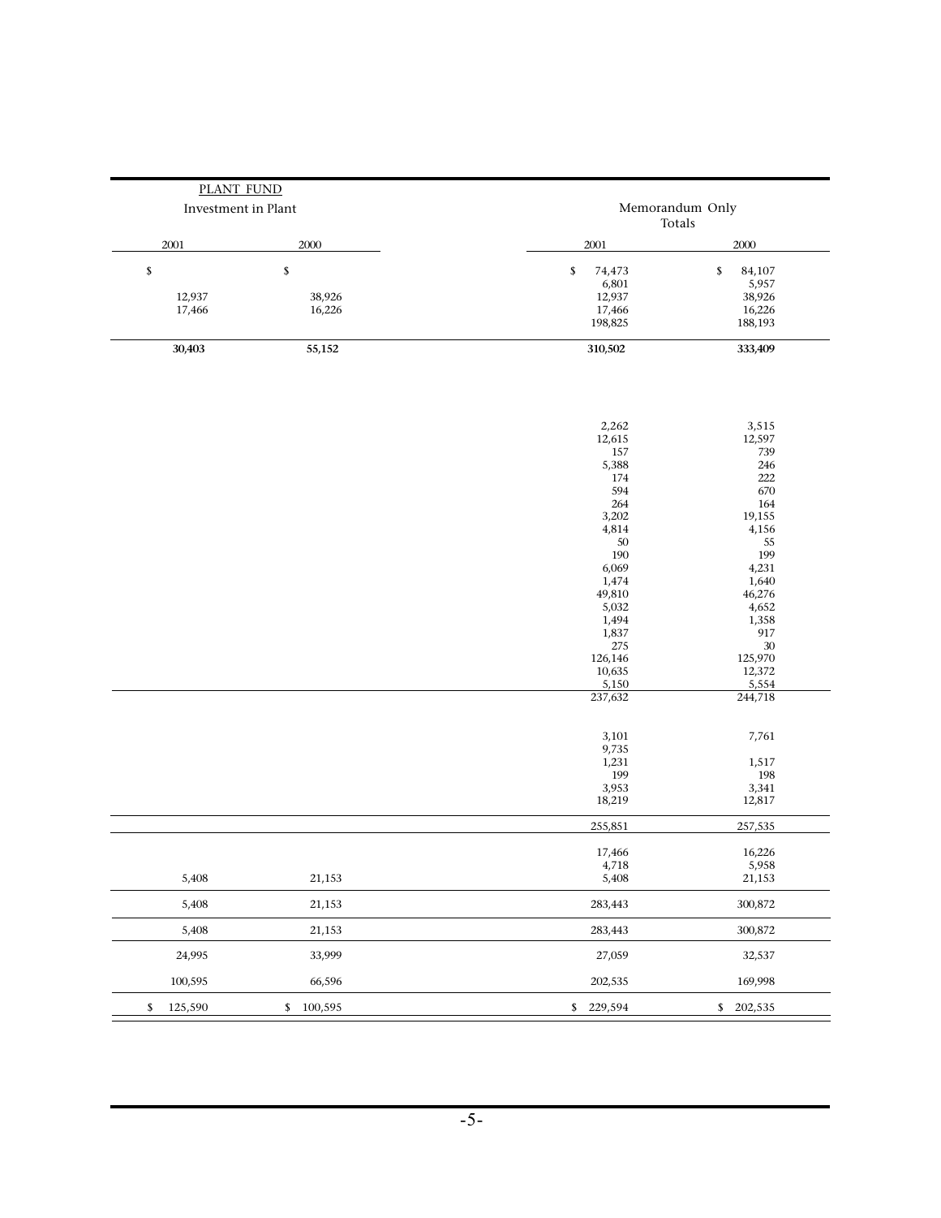| PLANT FUND | | Memorandum Only | |
|---|---|---|---|
| Investment in Plant | | Totals | |
| 2001 | 2000 | 2001 | 2000 |
| $ | $ | $ 74,473 | $ 84,107 |
| | | 6,801 | 5,957 |
| 12,937 | 38,926 | 12,937 | 38,926 |
| 17,466 | 16,226 | 17,466 | 16,226 |
| | | 198,825 | 188,193 |
| **30,403** | **55,152** | **310,502** | **333,409** |
| | | 2,262 | 3,515 |
| | | 12,615 | 12,597 |
| | | 157 | 739 |
| | | 5,388 | 246 |
| | | 174 | 222 |
| | | 594 | 670 |
| | | 264 | 164 |
| | | 3,202 | 19,155 |
| | | 4,814 | 4,156 |
| | | 50 | 55 |
| | | 190 | 199 |
| | | 6,069 | 4,231 |
| | | 1,474 | 1,640 |
| | | 49,810 | 46,276 |
| | | 5,032 | 4,652 |
| | | 1,494 | 1,358 |
| | | 1,837 | 917 |
| | | 275 | 30 |
| | | 126,146 | 125,970 |
| | | 10,635 | 12,372 |
| | | 5,150 | 5,554 |
| | | 237,632 | 244,718 |
| | | 3,101 | 7,761 |
| | | 9,735 | |
| | | 1,231 | 1,517 |
| | | 199 | 198 |
| | | 3,953 | 3,341 |
| | | 18,219 | 12,817 |
| | | 255,851 | 257,535 |
| | | 17,466 | 16,226 |
| | | 4,718 | 5,958 |
| 5,408 | 21,153 | 5,408 | 21,153 |
| 5,408 | 21,153 | 283,443 | 300,872 |
| 5,408 | 21,153 | 283,443 | 300,872 |
| 24,995 | 33,999 | 27,059 | 32,537 |
| 100,595 | 66,596 | 202,535 | 169,998 |
| $ 125,590 | $ 100,595 | $ 229,594 | $ 202,535 |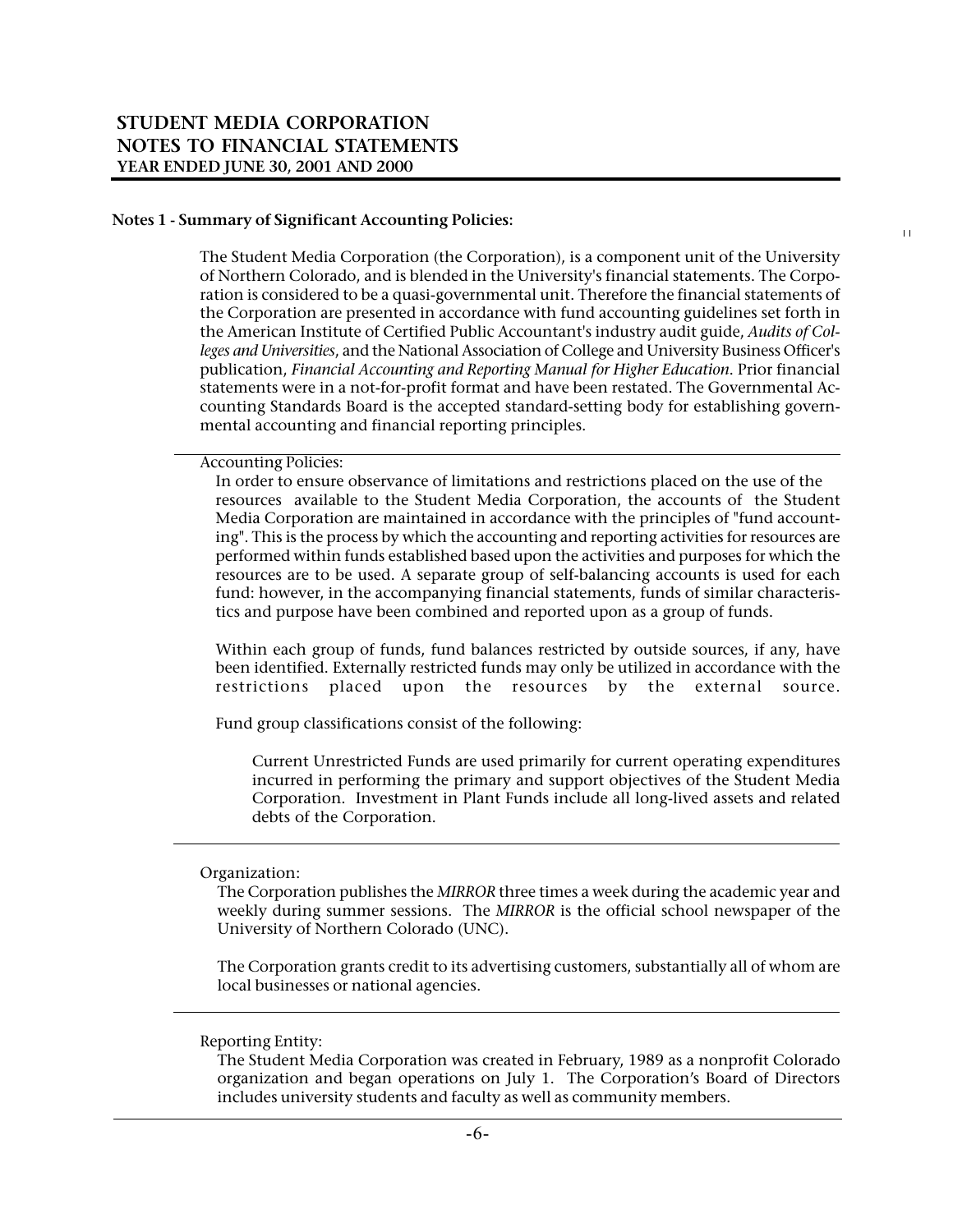# STUDENT MEDIA CORPORATION
## NOTES TO FINANCIAL STATEMENTS
### YEAR ENDED JUNE 30, 2001 AND 2000

**Notes 1 - Summary of Significant Accounting Policies:**

The Student Media Corporation (the Corporation), is a component unit of the University of Northern Colorado, and is blended in the University's financial statements. The Corporation is considered to be a quasi-governmental unit. Therefore the financial statements of the Corporation are presented in accordance with fund accounting guidelines set forth in the American Institute of Certified Public Accountant's industry audit guide, *Audits of Colleges and Universities*, and the National Association of College and University Business Officer's publication, *Financial Accounting and Reporting Manual for Higher Education*. Prior financial statements were in a not-for-profit format and have been restated. The Governmental Accounting Standards Board is the accepted standard-setting body for establishing governmental accounting and financial reporting principles.

Accounting Policies:

In order to ensure observance of limitations and restrictions placed on the use of the resources available to the Student Media Corporation, the accounts of the Student Media Corporation are maintained in accordance with the principles of "fund accounting". This is the process by which the accounting and reporting activities for resources are performed within funds established based upon the activities and purposes for which the resources are to be used. A separate group of self-balancing accounts is used for each fund: however, in the accompanying financial statements, funds of similar characteristics and purpose have been combined and reported upon as a group of funds.

Within each group of funds, fund balances restricted by outside sources, if any, have been identified. Externally restricted funds may only be utilized in accordance with the restrictions placed upon the resources by the external source.

Fund group classifications consist of the following:

Current Unrestricted Funds are used primarily for current operating expenditures incurred in performing the primary and support objectives of the Student Media Corporation. Investment in Plant Funds include all long-lived assets and related debts of the Corporation.

Organization:

The Corporation publishes the *MIRROR* three times a week during the academic year and weekly during summer sessions. The *MIRROR* is the official school newspaper of the University of Northern Colorado (UNC).

The Corporation grants credit to its advertising customers, substantially all of whom are local businesses or national agencies.

Reporting Entity:

The Student Media Corporation was created in February, 1989 as a nonprofit Colorado organization and began operations on July 1. The Corporation's Board of Directors includes university students and faculty as well as community members.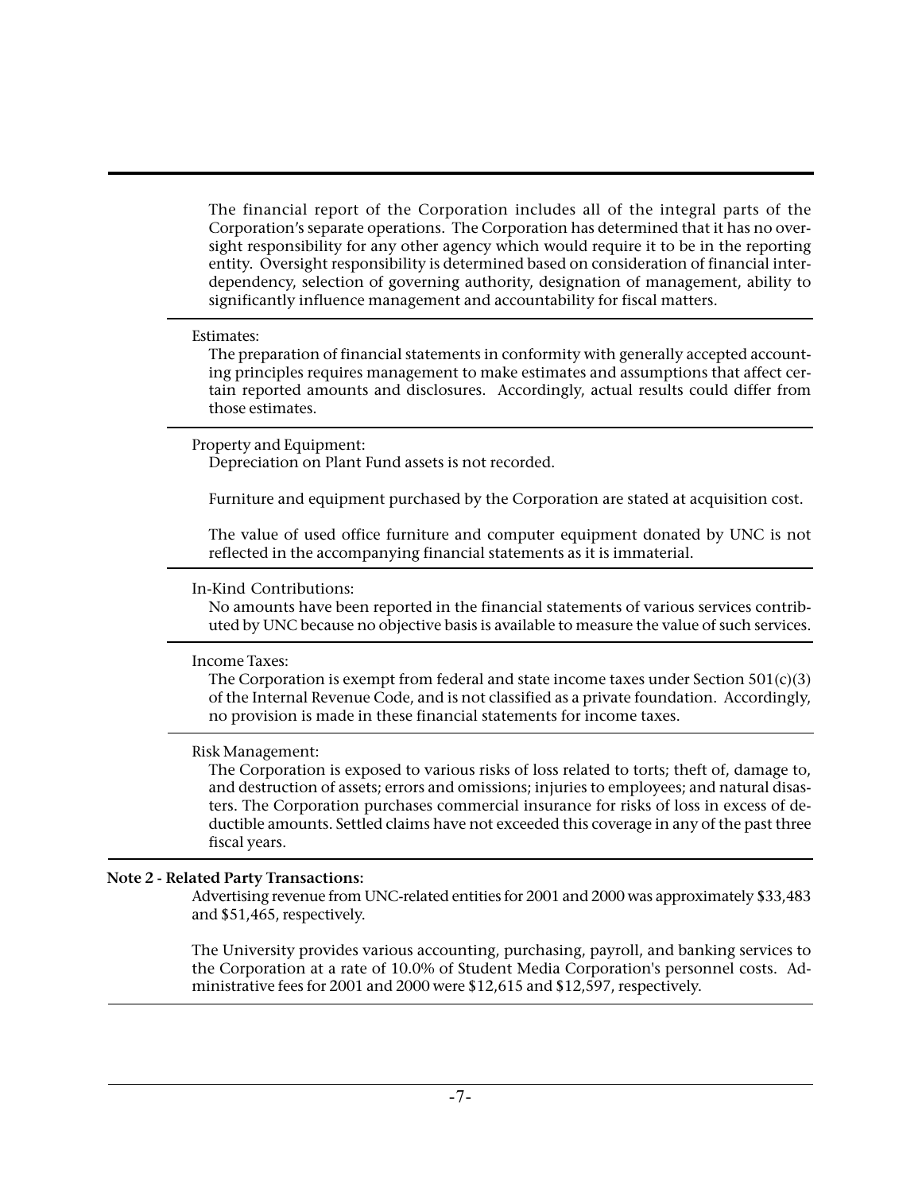The financial report of the Corporation includes all of the integral parts of the Corporation's separate operations. The Corporation has determined that it has no oversight responsibility for any other agency which would require it to be in the reporting entity. Oversight responsibility is determined based on consideration of financial interdependency, selection of governing authority, designation of management, ability to significantly influence management and accountability for fiscal matters.

Estimates:

The preparation of financial statements in conformity with generally accepted accounting principles requires management to make estimates and assumptions that affect certain reported amounts and disclosures. Accordingly, actual results could differ from those estimates.

Property and Equipment:

Depreciation on Plant Fund assets is not recorded.

Furniture and equipment purchased by the Corporation are stated at acquisition cost.

The value of used office furniture and computer equipment donated by UNC is not reflected in the accompanying financial statements as it is immaterial.

In-Kind Contributions:

No amounts have been reported in the financial statements of various services contributed by UNC because no objective basis is available to measure the value of such services.

Income Taxes:

The Corporation is exempt from federal and state income taxes under Section 501(c)(3) of the Internal Revenue Code, and is not classified as a private foundation. Accordingly, no provision is made in these financial statements for income taxes.

Risk Management:

The Corporation is exposed to various risks of loss related to torts; theft of, damage to, and destruction of assets; errors and omissions; injuries to employees; and natural disasters. The Corporation purchases commercial insurance for risks of loss in excess of deductible amounts. Settled claims have not exceeded this coverage in any of the past three fiscal years.

**Note 2 - Related Party Transactions:**

Advertising revenue from UNC-related entities for 2001 and 2000 was approximately $33,483 and $51,465, respectively.

The University provides various accounting, purchasing, payroll, and banking services to the Corporation at a rate of 10.0% of Student Media Corporation's personnel costs. Administrative fees for 2001 and 2000 were $12,615 and $12,597, respectively.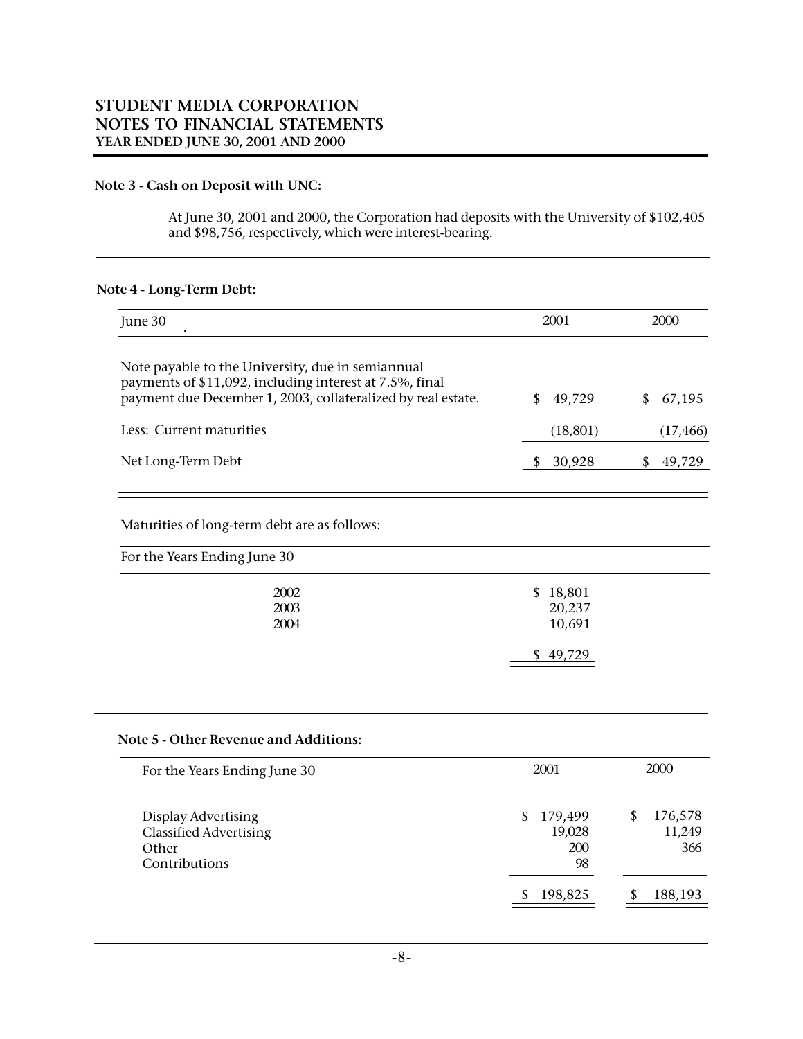# STUDENT MEDIA CORPORATION
# NOTES TO FINANCIAL STATEMENTS
### YEAR ENDED JUNE 30, 2001 AND 2000

**Note 3 - Cash on Deposit with UNC:**

At June 30, 2001 and 2000, the Corporation had deposits with the University of $102,405 and $98,756, respectively, which were interest-bearing.

**Note 4 - Long-Term Debt:**

| June 30 | 2001 | 2000 |
|---|---|---|
| Note payable to the University, due in semiannual payments of $11,092, including interest at 7.5%, final payment due December 1, 2003, collateralized by real estate. | $ 49,729 | $ 67,195 |
| Less: Current maturities | (18,801) | (17,466) |
| Net Long-Term Debt | $ 30,928 | $ 49,729 |

Maturities of long-term debt are as follows:

| For the Years Ending June 30 | |
|---|---|
| 2002 | $ 18,801 |
| 2003 | 20,237 |
| 2004 | 10,691 |
| | $ 49,729 |

**Note 5 - Other Revenue and Additions:**

| For the Years Ending June 30 | 2001 | 2000 |
|---|---|---|
| Display Advertising | $ 179,499 | $ 176,578 |
| Classified Advertising | 19,028 | 11,249 |
| Other | 200 | 366 |
| Contributions | 98 | |
| | $ 198,825 | $ 188,193 |